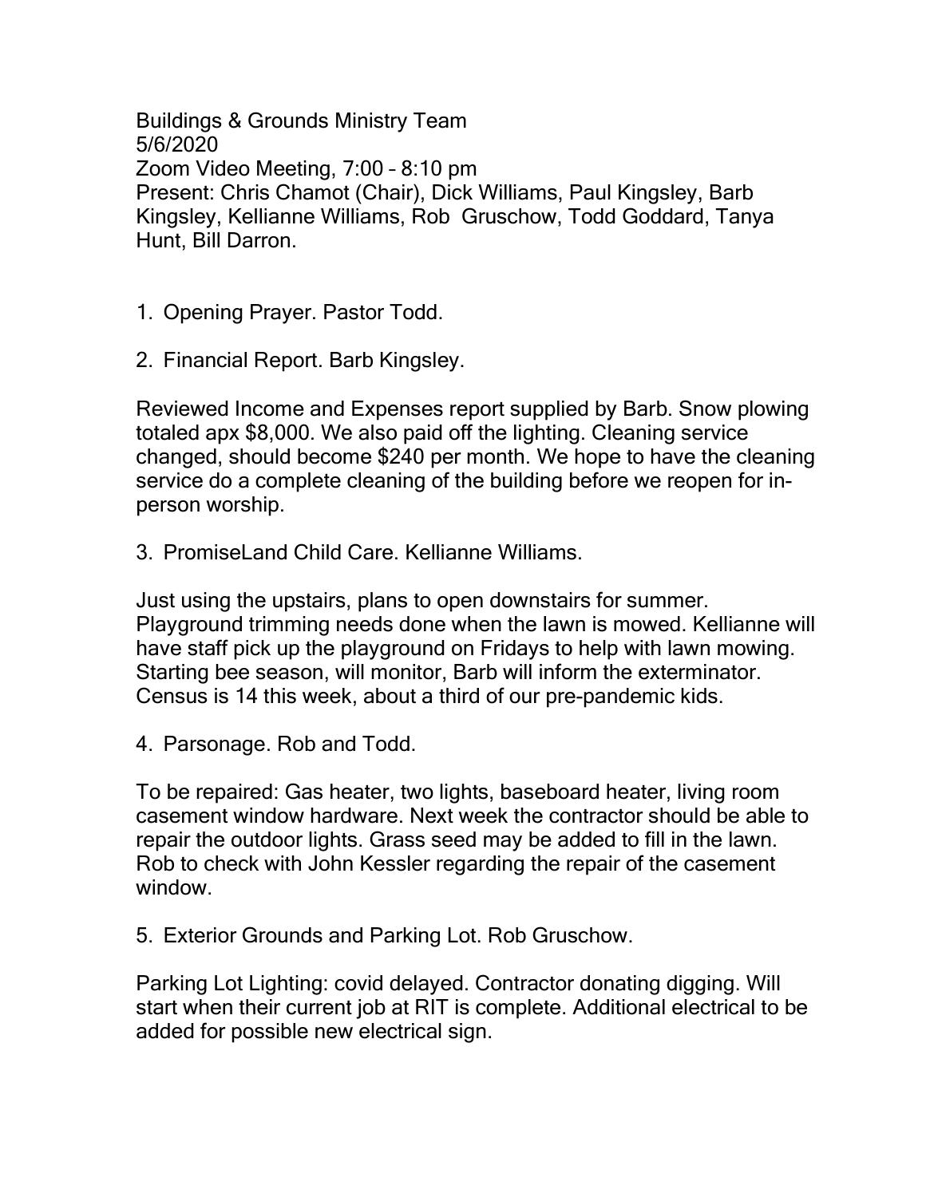Buildings & Grounds Ministry Team
5/6/2020
Zoom Video Meeting, 7:00 – 8:10 pm
Present: Chris Chamot (Chair), Dick Williams, Paul Kingsley, Barb Kingsley, Kellianne Williams, Rob Gruschow, Todd Goddard, Tanya Hunt, Bill Darron.

1. Opening Prayer. Pastor Todd.

2. Financial Report. Barb Kingsley.

Reviewed Income and Expenses report supplied by Barb. Snow plowing totaled apx $8,000. We also paid off the lighting. Cleaning service changed, should become $240 per month. We hope to have the cleaning service do a complete cleaning of the building before we reopen for in-person worship.

3. PromiseLand Child Care. Kellianne Williams.

Just using the upstairs, plans to open downstairs for summer. Playground trimming needs done when the lawn is mowed. Kellianne will have staff pick up the playground on Fridays to help with lawn mowing. Starting bee season, will monitor, Barb will inform the exterminator. Census is 14 this week, about a third of our pre-pandemic kids.

4. Parsonage. Rob and Todd.

To be repaired: Gas heater, two lights, baseboard heater, living room casement window hardware. Next week the contractor should be able to repair the outdoor lights. Grass seed may be added to fill in the lawn. Rob to check with John Kessler regarding the repair of the casement window.

5. Exterior Grounds and Parking Lot. Rob Gruschow.

Parking Lot Lighting: covid delayed. Contractor donating digging. Will start when their current job at RIT is complete. Additional electrical to be added for possible new electrical sign.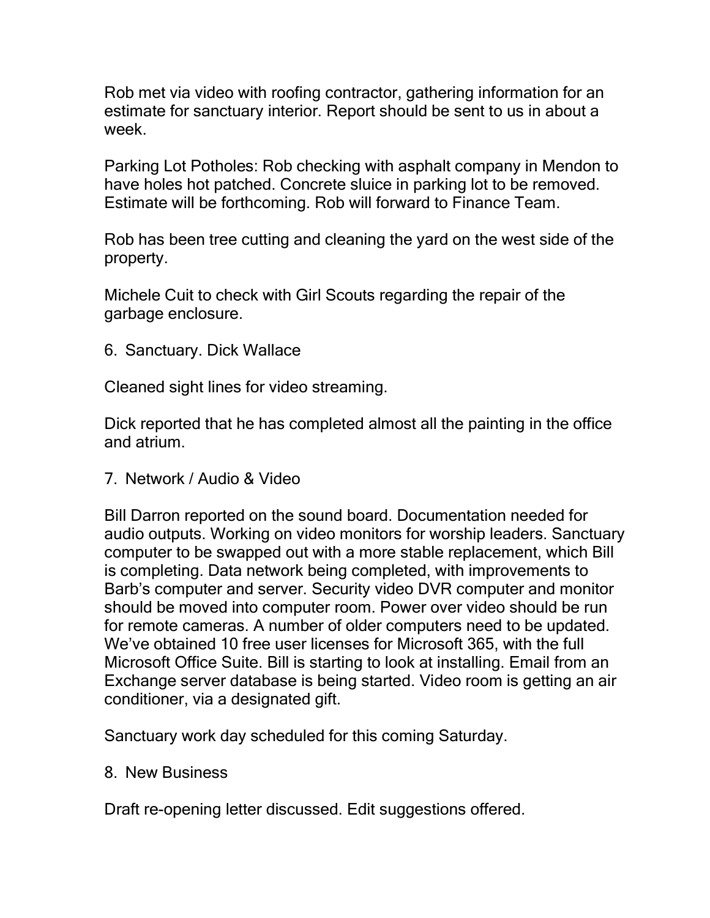Rob met via video with roofing contractor, gathering information for an estimate for sanctuary interior. Report should be sent to us in about a week.

Parking Lot Potholes: Rob checking with asphalt company in Mendon to have holes hot patched. Concrete sluice in parking lot to be removed. Estimate will be forthcoming. Rob will forward to Finance Team.

Rob has been tree cutting and cleaning the yard on the west side of the property.

Michele Cuit to check with Girl Scouts regarding the repair of the garbage enclosure.

6. Sanctuary. Dick Wallace

Cleaned sight lines for video streaming.

Dick reported that he has completed almost all the painting in the office and atrium.

7. Network / Audio & Video

Bill Darron reported on the sound board. Documentation needed for audio outputs. Working on video monitors for worship leaders. Sanctuary computer to be swapped out with a more stable replacement, which Bill is completing. Data network being completed, with improvements to Barb's computer and server. Security video DVR computer and monitor should be moved into computer room. Power over video should be run for remote cameras. A number of older computers need to be updated. We've obtained 10 free user licenses for Microsoft 365, with the full Microsoft Office Suite. Bill is starting to look at installing. Email from an Exchange server database is being started. Video room is getting an air conditioner, via a designated gift.

Sanctuary work day scheduled for this coming Saturday.

8. New Business

Draft re-opening letter discussed. Edit suggestions offered.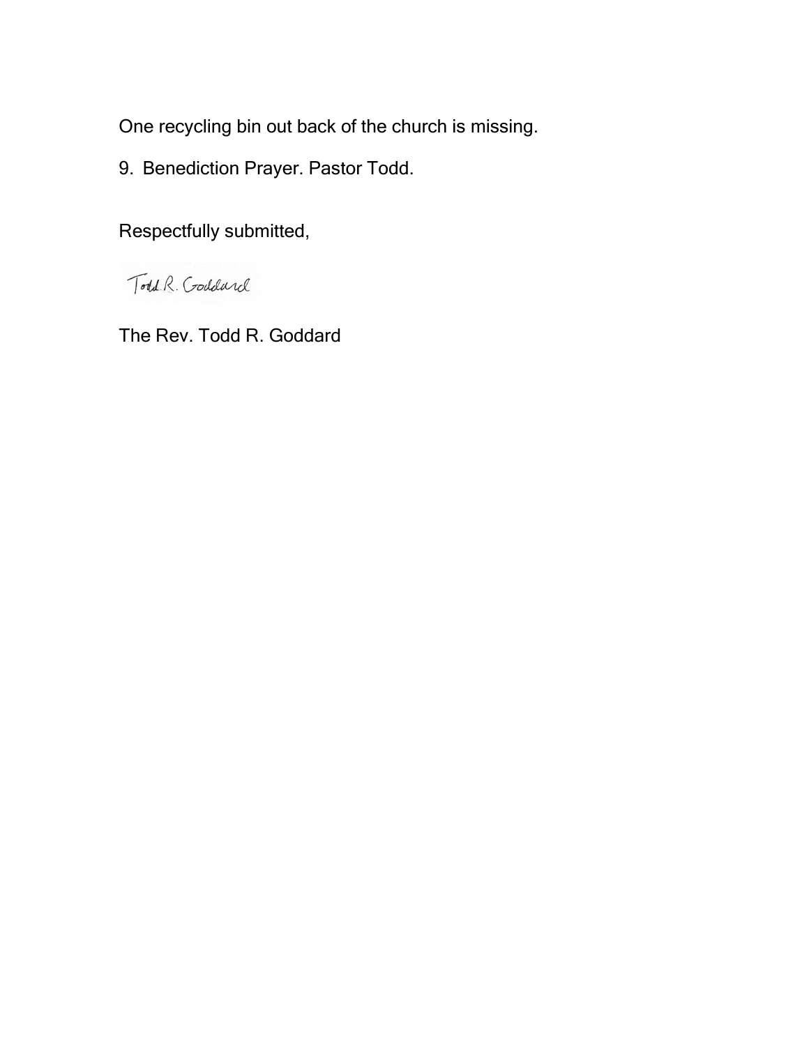One recycling bin out back of the church is missing.

9. Benediction Prayer. Pastor Todd.

Respectfully submitted,

Todd R. Goddard

The Rev. Todd R. Goddard